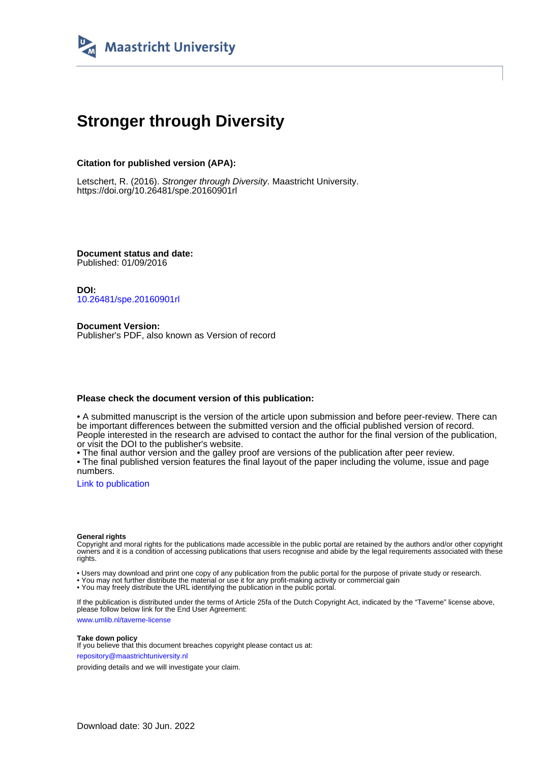Maastricht University

# Stronger through Diversity

**Citation for published version (APA):**

Letschert, R. (2016). *Stronger through Diversity*. Maastricht University. https://doi.org/10.26481/spe.20160901rl

**Document status and date:**
Published: 01/09/2016

**DOI:**
10.26481/spe.20160901rl

**Document Version:**
Publisher's PDF, also known as Version of record

**Please check the document version of this publication:**

• A submitted manuscript is the version of the article upon submission and before peer-review. There can be important differences between the submitted version and the official published version of record. People interested in the research are advised to contact the author for the final version of the publication, or visit the DOI to the publisher's website.
• The final author version and the galley proof are versions of the publication after peer review.
• The final published version features the final layout of the paper including the volume, issue and page numbers.

Link to publication

**General rights**
Copyright and moral rights for the publications made accessible in the public portal are retained by the authors and/or other copyright owners and it is a condition of accessing publications that users recognise and abide by the legal requirements associated with these rights.

• Users may download and print one copy of any publication from the public portal for the purpose of private study or research.
• You may not further distribute the material or use it for any profit-making activity or commercial gain
• You may freely distribute the URL identifying the publication in the public portal.

If the publication is distributed under the terms of Article 25fa of the Dutch Copyright Act, indicated by the "Taverne" license above, please follow below link for the End User Agreement:

www.umlib.nl/taverne-license

**Take down policy**
If you believe that this document breaches copyright please contact us at:

repository@maastrichtuniversity.nl

providing details and we will investigate your claim.

Download date: 30 Jun. 2022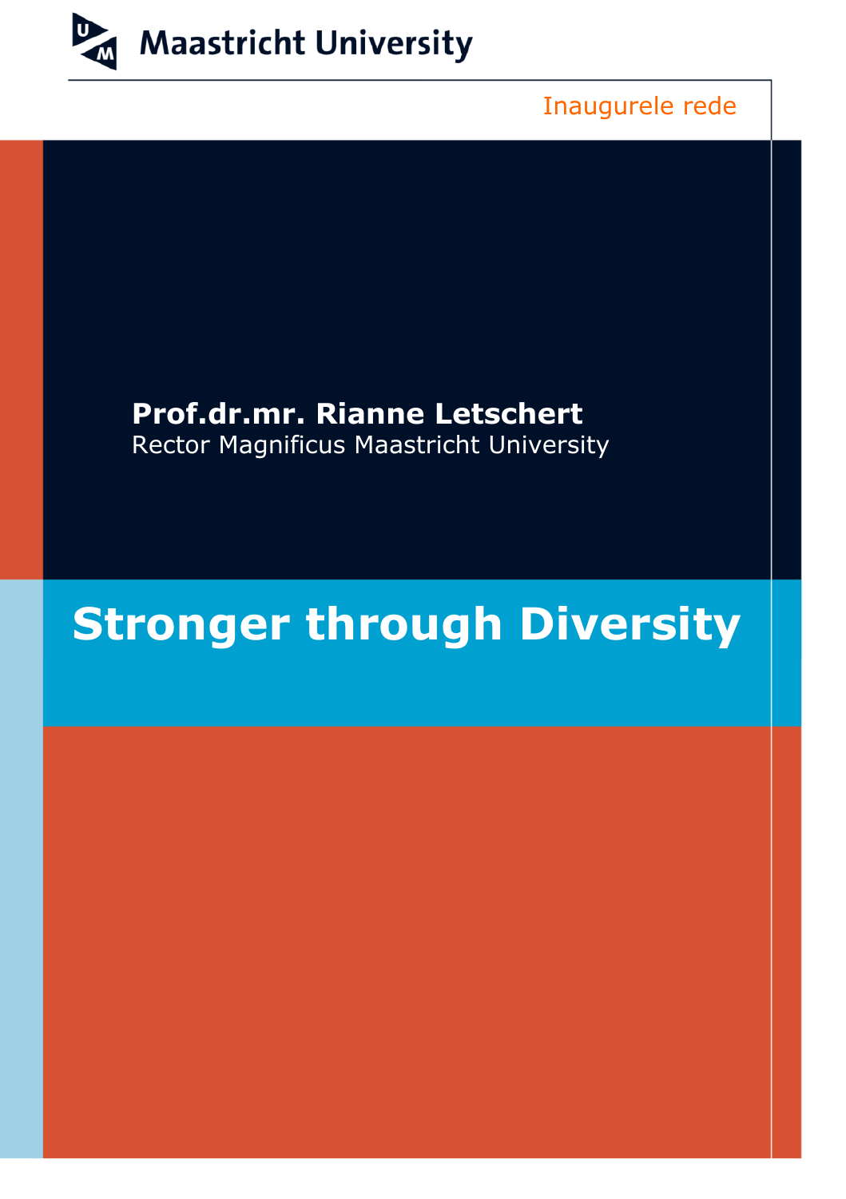Maastricht University

Inaugurele rede

**Prof.dr.mr. Rianne Letschert**
Rector Magnificus Maastricht University

# Stronger through Diversity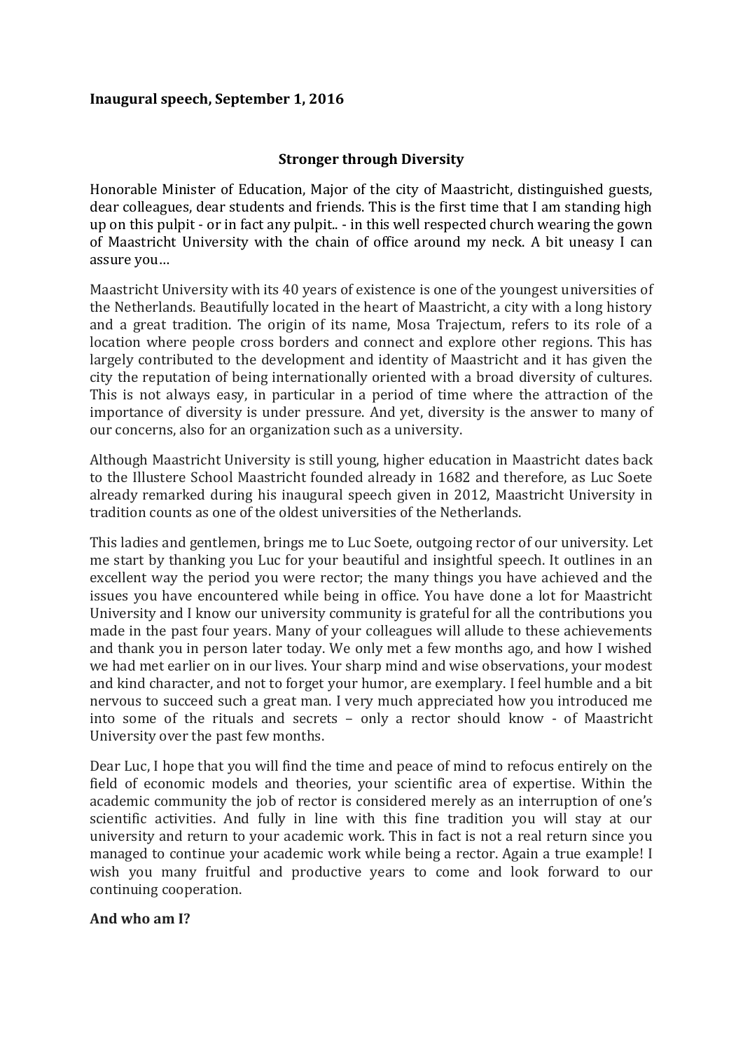**Inaugural speech, September 1, 2016**

**Stronger through Diversity**

Honorable Minister of Education, Major of the city of Maastricht, distinguished guests, dear colleagues, dear students and friends. This is the first time that I am standing high up on this pulpit - or in fact any pulpit.. - in this well respected church wearing the gown of Maastricht University with the chain of office around my neck. A bit uneasy I can assure you…

Maastricht University with its 40 years of existence is one of the youngest universities of the Netherlands. Beautifully located in the heart of Maastricht, a city with a long history and a great tradition. The origin of its name, Mosa Trajectum, refers to its role of a location where people cross borders and connect and explore other regions. This has largely contributed to the development and identity of Maastricht and it has given the city the reputation of being internationally oriented with a broad diversity of cultures. This is not always easy, in particular in a period of time where the attraction of the importance of diversity is under pressure. And yet, diversity is the answer to many of our concerns, also for an organization such as a university.

Although Maastricht University is still young, higher education in Maastricht dates back to the Illustere School Maastricht founded already in 1682 and therefore, as Luc Soete already remarked during his inaugural speech given in 2012, Maastricht University in tradition counts as one of the oldest universities of the Netherlands.

This ladies and gentlemen, brings me to Luc Soete, outgoing rector of our university. Let me start by thanking you Luc for your beautiful and insightful speech. It outlines in an excellent way the period you were rector; the many things you have achieved and the issues you have encountered while being in office. You have done a lot for Maastricht University and I know our university community is grateful for all the contributions you made in the past four years. Many of your colleagues will allude to these achievements and thank you in person later today. We only met a few months ago, and how I wished we had met earlier on in our lives. Your sharp mind and wise observations, your modest and kind character, and not to forget your humor, are exemplary. I feel humble and a bit nervous to succeed such a great man. I very much appreciated how you introduced me into some of the rituals and secrets – only a rector should know - of Maastricht University over the past few months.

Dear Luc, I hope that you will find the time and peace of mind to refocus entirely on the field of economic models and theories, your scientific area of expertise. Within the academic community the job of rector is considered merely as an interruption of one's scientific activities. And fully in line with this fine tradition you will stay at our university and return to your academic work. This in fact is not a real return since you managed to continue your academic work while being a rector. Again a true example! I wish you many fruitful and productive years to come and look forward to our continuing cooperation.

**And who am I?**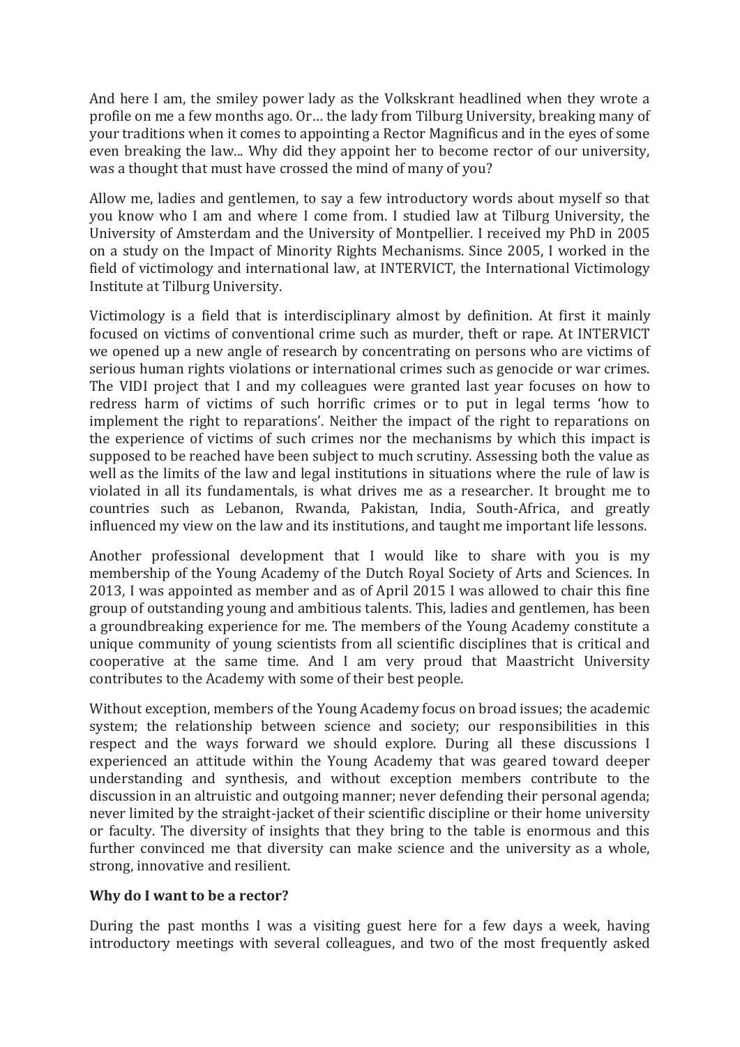And here I am, the smiley power lady as the Volkskrant headlined when they wrote a profile on me a few months ago. Or… the lady from Tilburg University, breaking many of your traditions when it comes to appointing a Rector Magnificus and in the eyes of some even breaking the law... Why did they appoint her to become rector of our university, was a thought that must have crossed the mind of many of you?

Allow me, ladies and gentlemen, to say a few introductory words about myself so that you know who I am and where I come from. I studied law at Tilburg University, the University of Amsterdam and the University of Montpellier. I received my PhD in 2005 on a study on the Impact of Minority Rights Mechanisms. Since 2005, I worked in the field of victimology and international law, at INTERVICT, the International Victimology Institute at Tilburg University.

Victimology is a field that is interdisciplinary almost by definition. At first it mainly focused on victims of conventional crime such as murder, theft or rape. At INTERVICT we opened up a new angle of research by concentrating on persons who are victims of serious human rights violations or international crimes such as genocide or war crimes. The VIDI project that I and my colleagues were granted last year focuses on how to redress harm of victims of such horrific crimes or to put in legal terms 'how to implement the right to reparations'. Neither the impact of the right to reparations on the experience of victims of such crimes nor the mechanisms by which this impact is supposed to be reached have been subject to much scrutiny. Assessing both the value as well as the limits of the law and legal institutions in situations where the rule of law is violated in all its fundamentals, is what drives me as a researcher. It brought me to countries such as Lebanon, Rwanda, Pakistan, India, South-Africa, and greatly influenced my view on the law and its institutions, and taught me important life lessons.

Another professional development that I would like to share with you is my membership of the Young Academy of the Dutch Royal Society of Arts and Sciences. In 2013, I was appointed as member and as of April 2015 I was allowed to chair this fine group of outstanding young and ambitious talents. This, ladies and gentlemen, has been a groundbreaking experience for me. The members of the Young Academy constitute a unique community of young scientists from all scientific disciplines that is critical and cooperative at the same time. And I am very proud that Maastricht University contributes to the Academy with some of their best people.

Without exception, members of the Young Academy focus on broad issues; the academic system; the relationship between science and society; our responsibilities in this respect and the ways forward we should explore. During all these discussions I experienced an attitude within the Young Academy that was geared toward deeper understanding and synthesis, and without exception members contribute to the discussion in an altruistic and outgoing manner; never defending their personal agenda; never limited by the straight-jacket of their scientific discipline or their home university or faculty. The diversity of insights that they bring to the table is enormous and this further convinced me that diversity can make science and the university as a whole, strong, innovative and resilient.

**Why do I want to be a rector?**

During the past months I was a visiting guest here for a few days a week, having introductory meetings with several colleagues, and two of the most frequently asked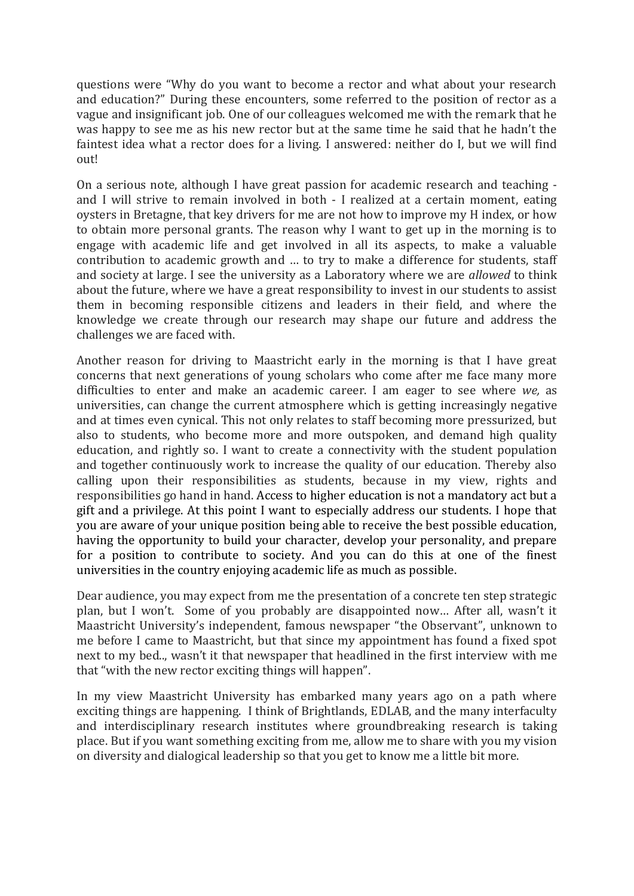questions were "Why do you want to become a rector and what about your research and education?" During these encounters, some referred to the position of rector as a vague and insignificant job. One of our colleagues welcomed me with the remark that he was happy to see me as his new rector but at the same time he said that he hadn't the faintest idea what a rector does for a living. I answered: neither do I, but we will find out!

On a serious note, although I have great passion for academic research and teaching - and I will strive to remain involved in both - I realized at a certain moment, eating oysters in Bretagne, that key drivers for me are not how to improve my H index, or how to obtain more personal grants. The reason why I want to get up in the morning is to engage with academic life and get involved in all its aspects, to make a valuable contribution to academic growth and … to try to make a difference for students, staff and society at large. I see the university as a Laboratory where we are *allowed* to think about the future, where we have a great responsibility to invest in our students to assist them in becoming responsible citizens and leaders in their field, and where the knowledge we create through our research may shape our future and address the challenges we are faced with.

Another reason for driving to Maastricht early in the morning is that I have great concerns that next generations of young scholars who come after me face many more difficulties to enter and make an academic career. I am eager to see where *we,* as universities, can change the current atmosphere which is getting increasingly negative and at times even cynical. This not only relates to staff becoming more pressurized, but also to students, who become more and more outspoken, and demand high quality education, and rightly so. I want to create a connectivity with the student population and together continuously work to increase the quality of our education. Thereby also calling upon their responsibilities as students, because in my view, rights and responsibilities go hand in hand. Access to higher education is not a mandatory act but a gift and a privilege. At this point I want to especially address our students. I hope that you are aware of your unique position being able to receive the best possible education, having the opportunity to build your character, develop your personality, and prepare for a position to contribute to society. And you can do this at one of the finest universities in the country enjoying academic life as much as possible.

Dear audience, you may expect from me the presentation of a concrete ten step strategic plan, but I won't. Some of you probably are disappointed now… After all, wasn't it Maastricht University's independent, famous newspaper "the Observant", unknown to me before I came to Maastricht, but that since my appointment has found a fixed spot next to my bed.., wasn't it that newspaper that headlined in the first interview with me that "with the new rector exciting things will happen".

In my view Maastricht University has embarked many years ago on a path where exciting things are happening. I think of Brightlands, EDLAB, and the many interfaculty and interdisciplinary research institutes where groundbreaking research is taking place. But if you want something exciting from me, allow me to share with you my vision on diversity and dialogical leadership so that you get to know me a little bit more.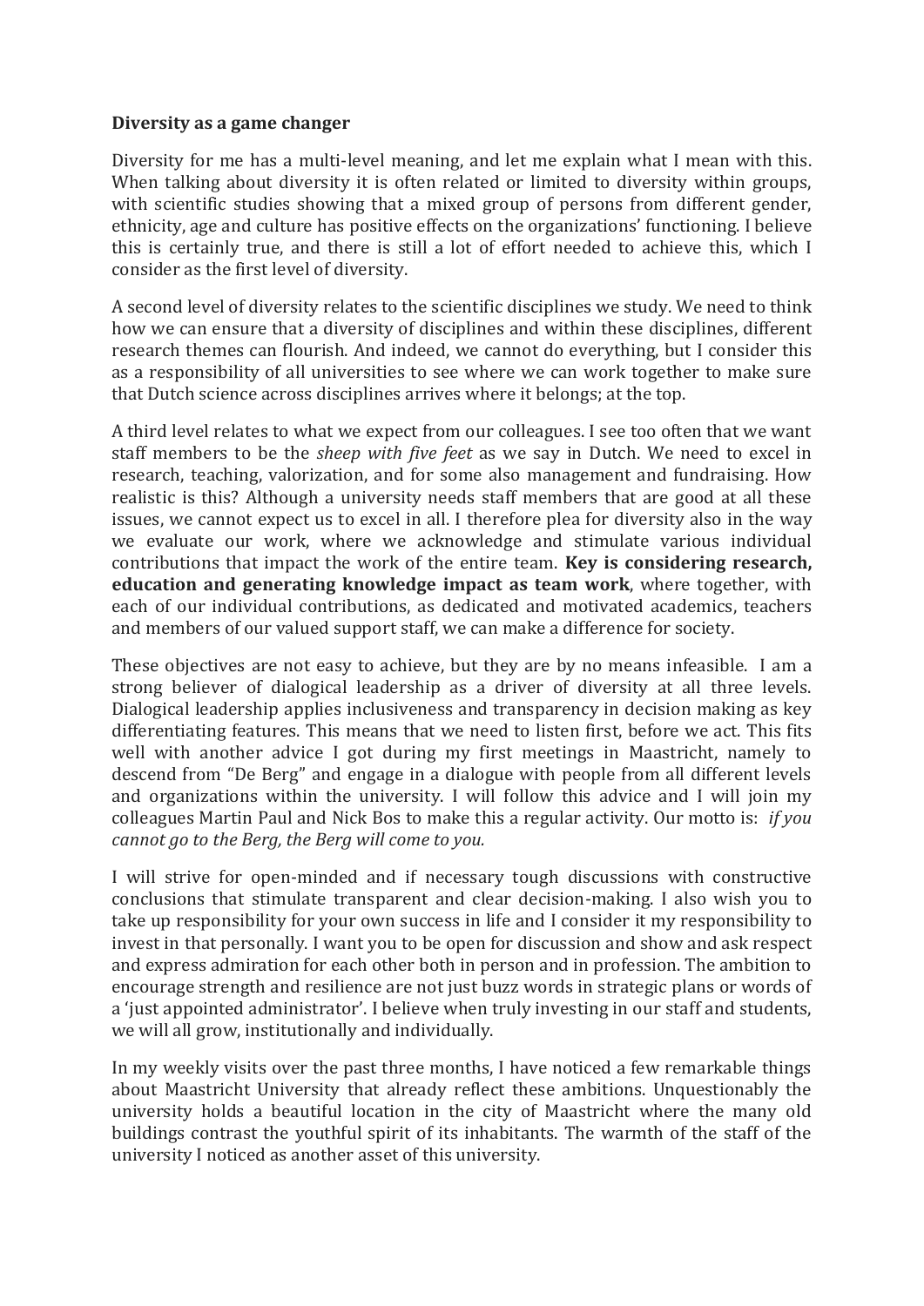**Diversity as a game changer**

Diversity for me has a multi-level meaning, and let me explain what I mean with this. When talking about diversity it is often related or limited to diversity within groups, with scientific studies showing that a mixed group of persons from different gender, ethnicity, age and culture has positive effects on the organizations' functioning. I believe this is certainly true, and there is still a lot of effort needed to achieve this, which I consider as the first level of diversity.

A second level of diversity relates to the scientific disciplines we study. We need to think how we can ensure that a diversity of disciplines and within these disciplines, different research themes can flourish. And indeed, we cannot do everything, but I consider this as a responsibility of all universities to see where we can work together to make sure that Dutch science across disciplines arrives where it belongs; at the top.

A third level relates to what we expect from our colleagues. I see too often that we want staff members to be the *sheep with five feet* as we say in Dutch. We need to excel in research, teaching, valorization, and for some also management and fundraising. How realistic is this? Although a university needs staff members that are good at all these issues, we cannot expect us to excel in all. I therefore plea for diversity also in the way we evaluate our work, where we acknowledge and stimulate various individual contributions that impact the work of the entire team. **Key is considering research, education and generating knowledge impact as team work**, where together, with each of our individual contributions, as dedicated and motivated academics, teachers and members of our valued support staff, we can make a difference for society.

These objectives are not easy to achieve, but they are by no means infeasible. I am a strong believer of dialogical leadership as a driver of diversity at all three levels. Dialogical leadership applies inclusiveness and transparency in decision making as key differentiating features. This means that we need to listen first, before we act. This fits well with another advice I got during my first meetings in Maastricht, namely to descend from "De Berg" and engage in a dialogue with people from all different levels and organizations within the university. I will follow this advice and I will join my colleagues Martin Paul and Nick Bos to make this a regular activity. Our motto is: *if you cannot go to the Berg, the Berg will come to you.*

I will strive for open-minded and if necessary tough discussions with constructive conclusions that stimulate transparent and clear decision-making. I also wish you to take up responsibility for your own success in life and I consider it my responsibility to invest in that personally. I want you to be open for discussion and show and ask respect and express admiration for each other both in person and in profession. The ambition to encourage strength and resilience are not just buzz words in strategic plans or words of a 'just appointed administrator'. I believe when truly investing in our staff and students, we will all grow, institutionally and individually.

In my weekly visits over the past three months, I have noticed a few remarkable things about Maastricht University that already reflect these ambitions. Unquestionably the university holds a beautiful location in the city of Maastricht where the many old buildings contrast the youthful spirit of its inhabitants. The warmth of the staff of the university I noticed as another asset of this university.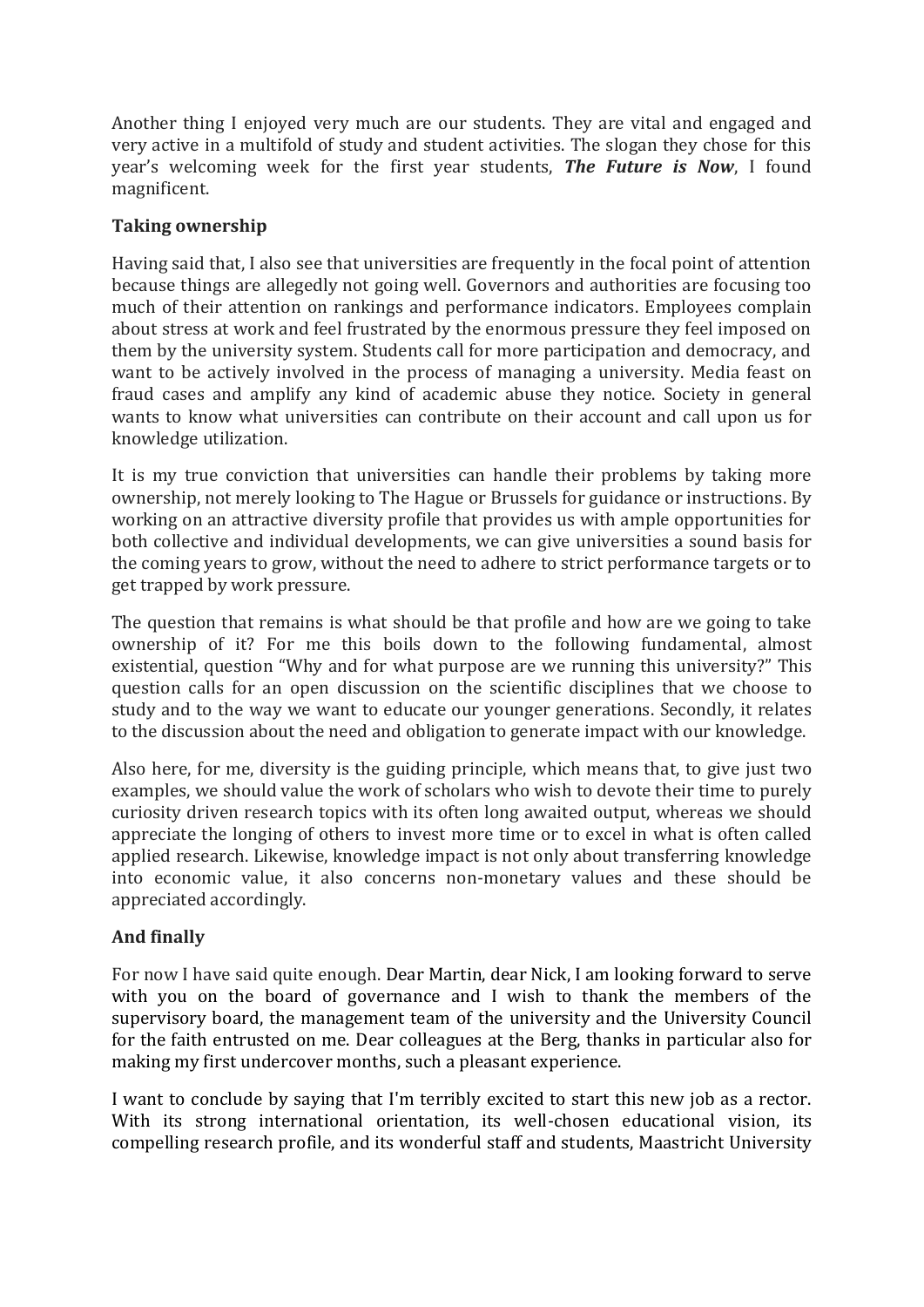Another thing I enjoyed very much are our students. They are vital and engaged and very active in a multifold of study and student activities. The slogan they chose for this year's welcoming week for the first year students, ***The Future is Now***, I found magnificent.

**Taking ownership**

Having said that, I also see that universities are frequently in the focal point of attention because things are allegedly not going well. Governors and authorities are focusing too much of their attention on rankings and performance indicators. Employees complain about stress at work and feel frustrated by the enormous pressure they feel imposed on them by the university system. Students call for more participation and democracy, and want to be actively involved in the process of managing a university. Media feast on fraud cases and amplify any kind of academic abuse they notice. Society in general wants to know what universities can contribute on their account and call upon us for knowledge utilization.

It is my true conviction that universities can handle their problems by taking more ownership, not merely looking to The Hague or Brussels for guidance or instructions. By working on an attractive diversity profile that provides us with ample opportunities for both collective and individual developments, we can give universities a sound basis for the coming years to grow, without the need to adhere to strict performance targets or to get trapped by work pressure.

The question that remains is what should be that profile and how are we going to take ownership of it? For me this boils down to the following fundamental, almost existential, question "Why and for what purpose are we running this university?" This question calls for an open discussion on the scientific disciplines that we choose to study and to the way we want to educate our younger generations. Secondly, it relates to the discussion about the need and obligation to generate impact with our knowledge.

Also here, for me, diversity is the guiding principle, which means that, to give just two examples, we should value the work of scholars who wish to devote their time to purely curiosity driven research topics with its often long awaited output, whereas we should appreciate the longing of others to invest more time or to excel in what is often called applied research. Likewise, knowledge impact is not only about transferring knowledge into economic value, it also concerns non-monetary values and these should be appreciated accordingly.

**And finally**

For now I have said quite enough. Dear Martin, dear Nick, I am looking forward to serve with you on the board of governance and I wish to thank the members of the supervisory board, the management team of the university and the University Council for the faith entrusted on me. Dear colleagues at the Berg, thanks in particular also for making my first undercover months, such a pleasant experience.

I want to conclude by saying that I'm terribly excited to start this new job as a rector. With its strong international orientation, its well-chosen educational vision, its compelling research profile, and its wonderful staff and students, Maastricht University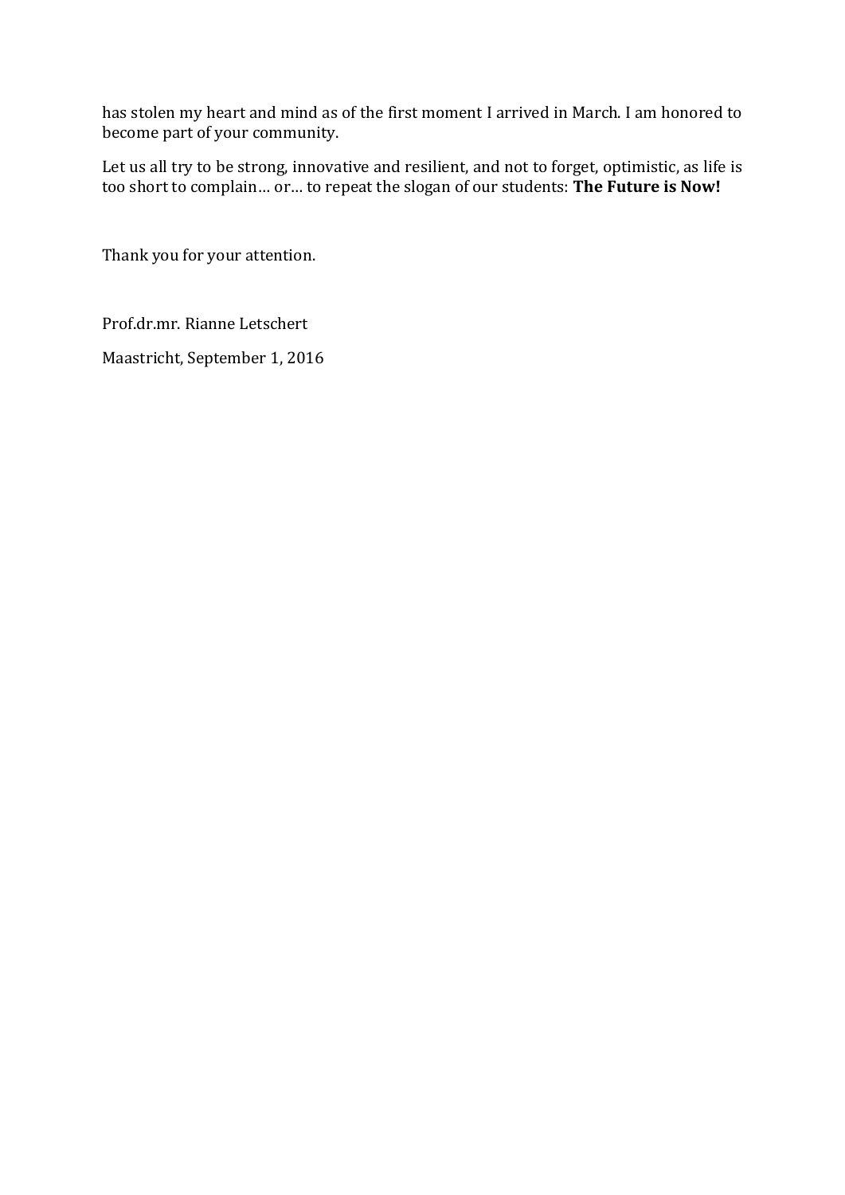has stolen my heart and mind as of the first moment I arrived in March. I am honored to become part of your community.

Let us all try to be strong, innovative and resilient, and not to forget, optimistic, as life is too short to complain… or… to repeat the slogan of our students: **The Future is Now!**

Thank you for your attention.

Prof.dr.mr. Rianne Letschert

Maastricht, September 1, 2016